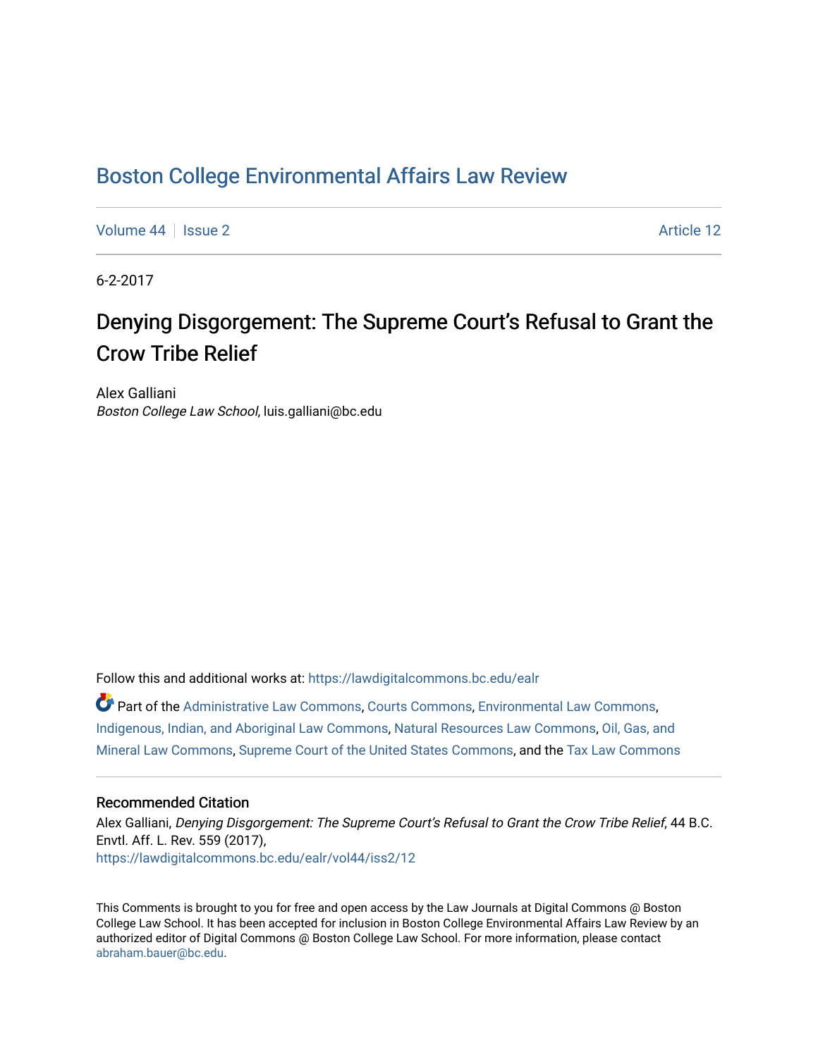# Boston College Environmental Affairs Law Review

Volume 44 | Issue 2 — Article 12

6-2-2017

## Denying Disgorgement: The Supreme Court's Refusal to Grant the Crow Tribe Relief

Alex Galliani
*Boston College Law School*, luis.galliani@bc.edu

Follow this and additional works at: https://lawdigitalcommons.bc.edu/ealr

Part of the Administrative Law Commons, Courts Commons, Environmental Law Commons, Indigenous, Indian, and Aboriginal Law Commons, Natural Resources Law Commons, Oil, Gas, and Mineral Law Commons, Supreme Court of the United States Commons, and the Tax Law Commons

### Recommended Citation

Alex Galliani, *Denying Disgorgement: The Supreme Court's Refusal to Grant the Crow Tribe Relief*, 44 B.C. Envtl. Aff. L. Rev. 559 (2017),
https://lawdigitalcommons.bc.edu/ealr/vol44/iss2/12

This Comments is brought to you for free and open access by the Law Journals at Digital Commons @ Boston College Law School. It has been accepted for inclusion in Boston College Environmental Affairs Law Review by an authorized editor of Digital Commons @ Boston College Law School. For more information, please contact abraham.bauer@bc.edu.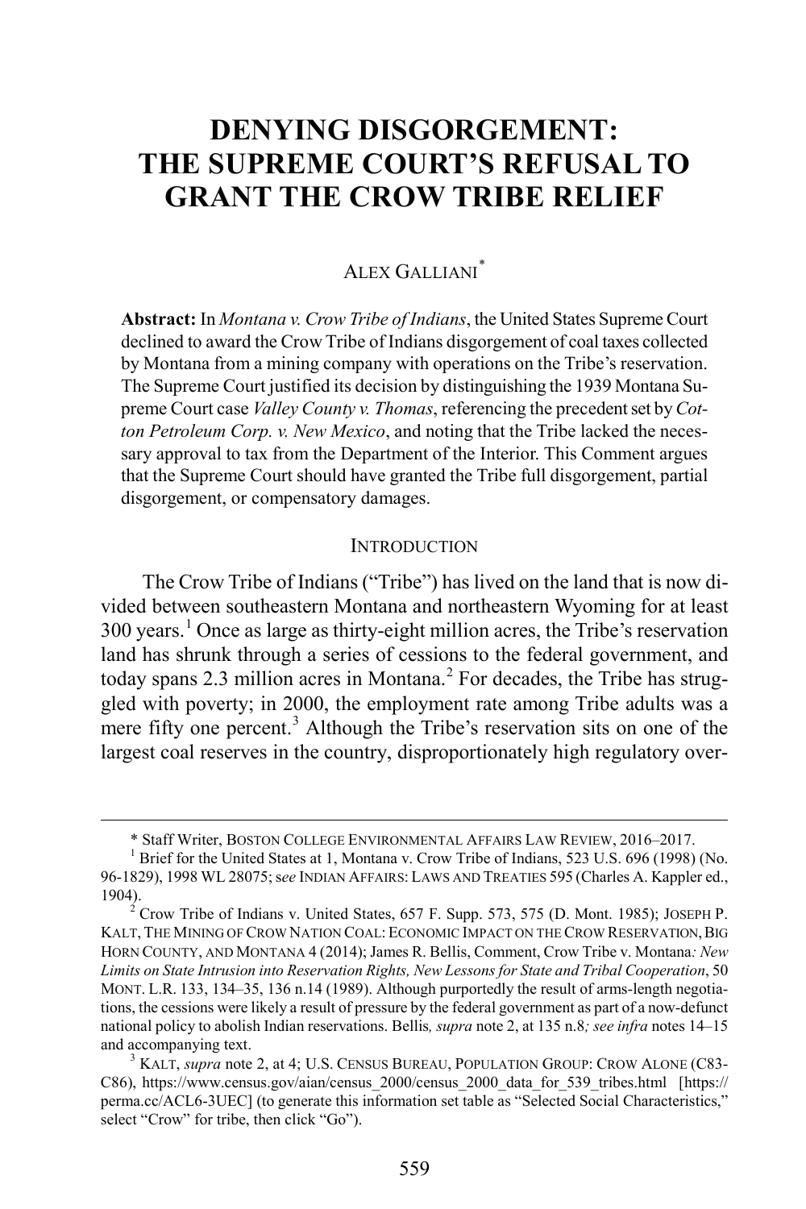# DENYING DISGORGEMENT: THE SUPREME COURT'S REFUSAL TO GRANT THE CROW TRIBE RELIEF

ALEX GALLIANI[*]

**Abstract:** In *Montana v. Crow Tribe of Indians*, the United States Supreme Court declined to award the Crow Tribe of Indians disgorgement of coal taxes collected by Montana from a mining company with operations on the Tribe's reservation. The Supreme Court justified its decision by distinguishing the 1939 Montana Supreme Court case *Valley County v. Thomas*, referencing the precedent set by *Cotton Petroleum Corp. v. New Mexico*, and noting that the Tribe lacked the necessary approval to tax from the Department of the Interior. This Comment argues that the Supreme Court should have granted the Tribe full disgorgement, partial disgorgement, or compensatory damages.

## INTRODUCTION

The Crow Tribe of Indians ("Tribe") has lived on the land that is now divided between southeastern Montana and northeastern Wyoming for at least 300 years.[1] Once as large as thirty-eight million acres, the Tribe's reservation land has shrunk through a series of cessions to the federal government, and today spans 2.3 million acres in Montana.[2] For decades, the Tribe has struggled with poverty; in 2000, the employment rate among Tribe adults was a mere fifty one percent.[3] Although the Tribe's reservation sits on one of the largest coal reserves in the country, disproportionately high regulatory over-

---

[*] Staff Writer, BOSTON COLLEGE ENVIRONMENTAL AFFAIRS LAW REVIEW, 2016–2017.

[1] Brief for the United States at 1, Montana v. Crow Tribe of Indians, 523 U.S. 696 (1998) (No. 96-1829), 1998 WL 28075; *see* INDIAN AFFAIRS: LAWS AND TREATIES 595 (Charles A. Kappler ed., 1904).

[2] Crow Tribe of Indians v. United States, 657 F. Supp. 573, 575 (D. Mont. 1985); JOSEPH P. KALT, THE MINING OF CROW NATION COAL: ECONOMIC IMPACT ON THE CROW RESERVATION, BIG HORN COUNTY, AND MONTANA 4 (2014); James R. Bellis, Comment, Crow Tribe v. Montana*: New Limits on State Intrusion into Reservation Rights, New Lessons for State and Tribal Cooperation*, 50 MONT. L.R. 133, 134–35, 136 n.14 (1989). Although purportedly the result of arms-length negotiations, the cessions were likely a result of pressure by the federal government as part of a now-defunct national policy to abolish Indian reservations. Bellis*, supra* note 2, at 135 n.8*; see infra* notes 14–15 and accompanying text.

[3] KALT, *supra* note 2, at 4; U.S. CENSUS BUREAU, POPULATION GROUP: CROW ALONE (C83-C86), https://www.census.gov/aian/census_2000/census_2000_data_for_539_tribes.html [https://perma.cc/ACL6-3UEC] (to generate this information set table as "Selected Social Characteristics," select "Crow" for tribe, then click "Go").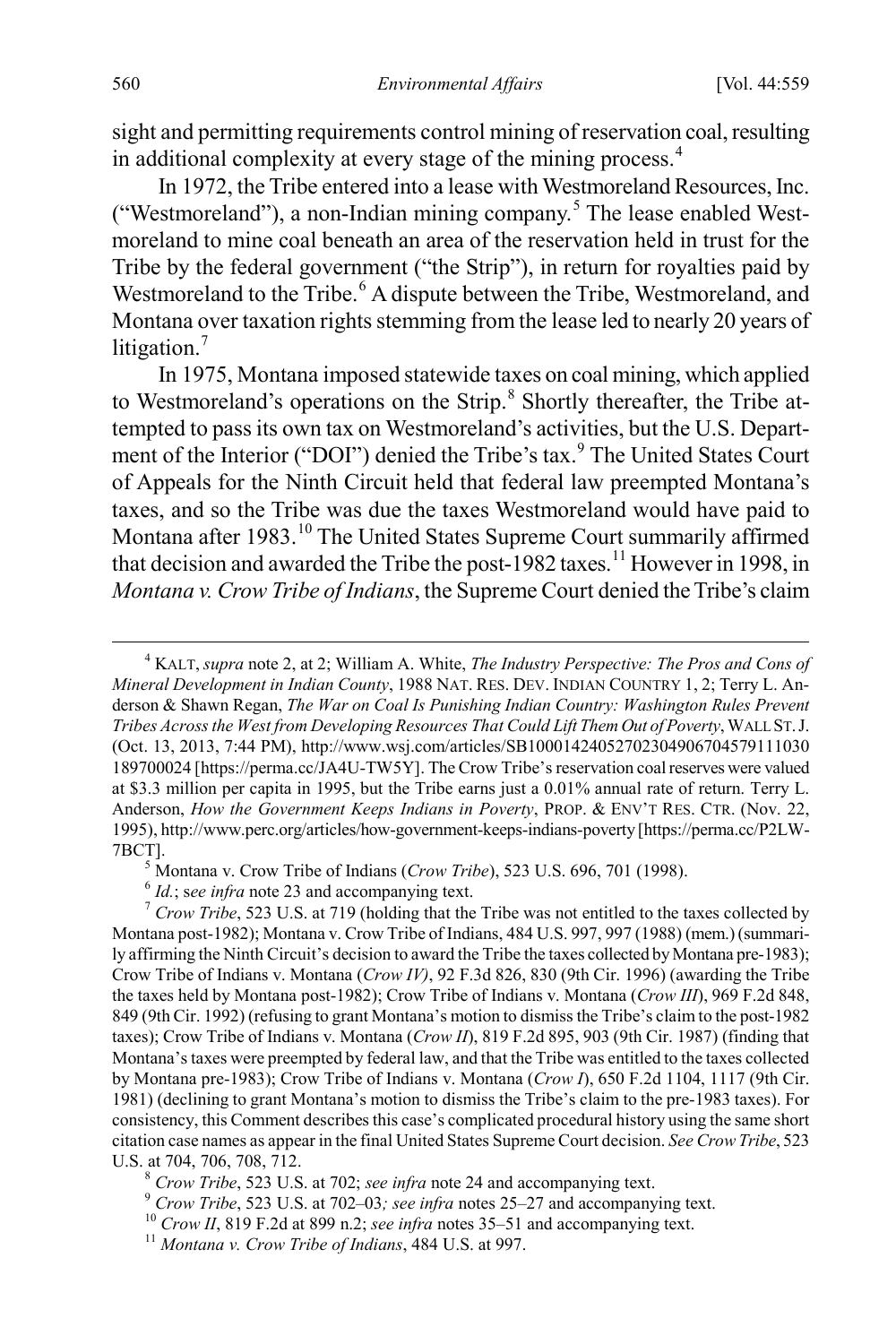sight and permitting requirements control mining of reservation coal, resulting in additional complexity at every stage of the mining process.[4]

In 1972, the Tribe entered into a lease with Westmoreland Resources, Inc. ("Westmoreland"), a non-Indian mining company.[5] The lease enabled Westmoreland to mine coal beneath an area of the reservation held in trust for the Tribe by the federal government ("the Strip"), in return for royalties paid by Westmoreland to the Tribe.[6] A dispute between the Tribe, Westmoreland, and Montana over taxation rights stemming from the lease led to nearly 20 years of litigation.[7]

In 1975, Montana imposed statewide taxes on coal mining, which applied to Westmoreland's operations on the Strip.[8] Shortly thereafter, the Tribe attempted to pass its own tax on Westmoreland's activities, but the U.S. Department of the Interior ("DOI") denied the Tribe's tax.[9] The United States Court of Appeals for the Ninth Circuit held that federal law preempted Montana's taxes, and so the Tribe was due the taxes Westmoreland would have paid to Montana after 1983.[10] The United States Supreme Court summarily affirmed that decision and awarded the Tribe the post-1982 taxes.[11] However in 1998, in *Montana v. Crow Tribe of Indians*, the Supreme Court denied the Tribe's claim

[4] KALT, *supra* note 2, at 2; William A. White, *The Industry Perspective: The Pros and Cons of Mineral Development in Indian County*, 1988 NAT. RES. DEV. INDIAN COUNTRY 1, 2; Terry L. Anderson & Shawn Regan, *The War on Coal Is Punishing Indian Country: Washington Rules Prevent Tribes Across the West from Developing Resources That Could Lift Them Out of Poverty*, WALL ST. J. (Oct. 13, 2013, 7:44 PM), http://www.wsj.com/articles/SB10001424052702304906704579111030189700024 [https://perma.cc/JA4U-TW5Y]. The Crow Tribe's reservation coal reserves were valued at $3.3 million per capita in 1995, but the Tribe earns just a 0.01% annual rate of return. Terry L. Anderson, *How the Government Keeps Indians in Poverty*, PROP. & ENV'T RES. CTR. (Nov. 22, 1995), http://www.perc.org/articles/how-government-keeps-indians-poverty [https://perma.cc/P2LW-7BCT].

[5] Montana v. Crow Tribe of Indians (*Crow Tribe*), 523 U.S. 696, 701 (1998).

[6] *Id.*; s*ee infra* note 23 and accompanying text.

[7] *Crow Tribe*, 523 U.S. at 719 (holding that the Tribe was not entitled to the taxes collected by Montana post-1982); Montana v. Crow Tribe of Indians, 484 U.S. 997, 997 (1988) (mem.) (summarily affirming the Ninth Circuit's decision to award the Tribe the taxes collected by Montana pre-1983); Crow Tribe of Indians v. Montana (*Crow IV)*, 92 F.3d 826, 830 (9th Cir. 1996) (awarding the Tribe the taxes held by Montana post-1982); Crow Tribe of Indians v. Montana (*Crow III*), 969 F.2d 848, 849 (9th Cir. 1992) (refusing to grant Montana's motion to dismiss the Tribe's claim to the post-1982 taxes); Crow Tribe of Indians v. Montana (*Crow II*), 819 F.2d 895, 903 (9th Cir. 1987) (finding that Montana's taxes were preempted by federal law, and that the Tribe was entitled to the taxes collected by Montana pre-1983); Crow Tribe of Indians v. Montana (*Crow I*), 650 F.2d 1104, 1117 (9th Cir. 1981) (declining to grant Montana's motion to dismiss the Tribe's claim to the pre-1983 taxes). For consistency, this Comment describes this case's complicated procedural history using the same short citation case names as appear in the final United States Supreme Court decision. *See Crow Tribe*, 523 U.S. at 704, 706, 708, 712.

[8] *Crow Tribe*, 523 U.S. at 702; *see infra* note 24 and accompanying text.

[9] *Crow Tribe*, 523 U.S. at 702–03*; see infra* notes 25–27 and accompanying text.

[10] *Crow II*, 819 F.2d at 899 n.2; *see infra* notes 35–51 and accompanying text.

[11] *Montana v. Crow Tribe of Indians*, 484 U.S. at 997.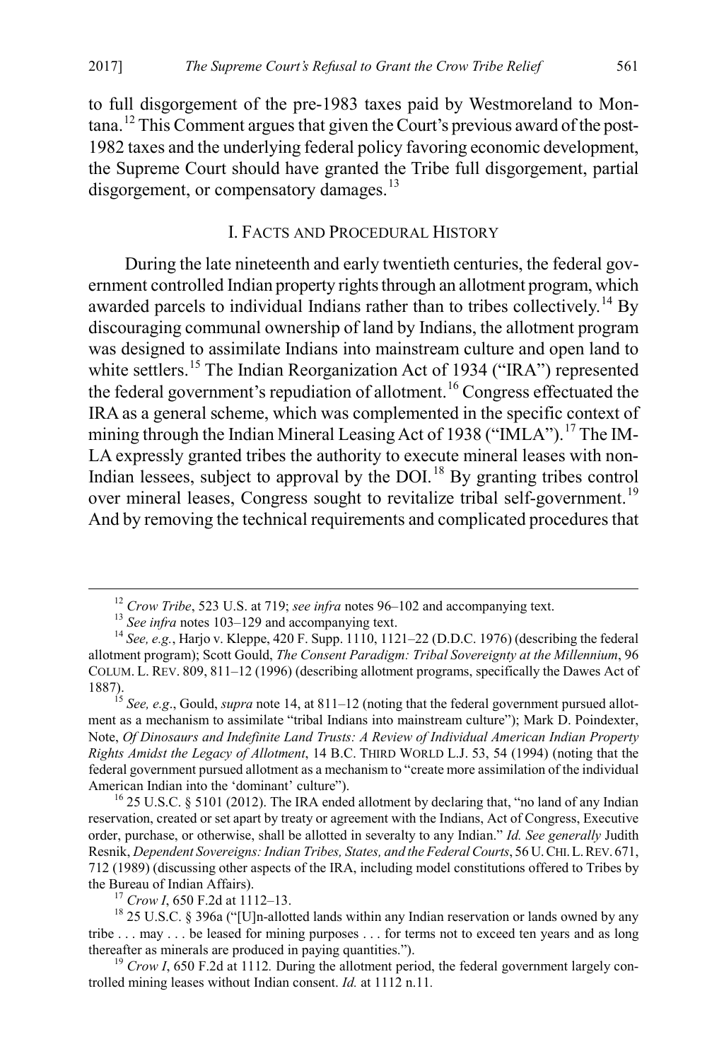to full disgorgement of the pre-1983 taxes paid by Westmoreland to Montana.[12] This Comment argues that given the Court's previous award of the post-1982 taxes and the underlying federal policy favoring economic development, the Supreme Court should have granted the Tribe full disgorgement, partial disgorgement, or compensatory damages.[13]

## I. Facts and Procedural History

During the late nineteenth and early twentieth centuries, the federal government controlled Indian property rights through an allotment program, which awarded parcels to individual Indians rather than to tribes collectively.[14] By discouraging communal ownership of land by Indians, the allotment program was designed to assimilate Indians into mainstream culture and open land to white settlers.[15] The Indian Reorganization Act of 1934 ("IRA") represented the federal government's repudiation of allotment.[16] Congress effectuated the IRA as a general scheme, which was complemented in the specific context of mining through the Indian Mineral Leasing Act of 1938 ("IMLA").[17] The IMLA expressly granted tribes the authority to execute mineral leases with non-Indian lessees, subject to approval by the DOI.[18] By granting tribes control over mineral leases, Congress sought to revitalize tribal self-government.[19] And by removing the technical requirements and complicated procedures that

---

[12] *Crow Tribe*, 523 U.S. at 719; *see infra* notes 96–102 and accompanying text.

[13] *See infra* notes 103–129 and accompanying text.

[14] *See, e.g.*, Harjo v. Kleppe, 420 F. Supp. 1110, 1121–22 (D.D.C. 1976) (describing the federal allotment program); Scott Gould, *The Consent Paradigm: Tribal Sovereignty at the Millennium*, 96 COLUM. L. REV. 809, 811–12 (1996) (describing allotment programs, specifically the Dawes Act of 1887).

[15] *See, e.g*., Gould, *supra* note 14, at 811–12 (noting that the federal government pursued allotment as a mechanism to assimilate "tribal Indians into mainstream culture"); Mark D. Poindexter, Note, *Of Dinosaurs and Indefinite Land Trusts: A Review of Individual American Indian Property Rights Amidst the Legacy of Allotment*, 14 B.C. THIRD WORLD L.J. 53, 54 (1994) (noting that the federal government pursued allotment as a mechanism to "create more assimilation of the individual American Indian into the 'dominant' culture").

[16] 25 U.S.C. § 5101 (2012). The IRA ended allotment by declaring that, "no land of any Indian reservation, created or set apart by treaty or agreement with the Indians, Act of Congress, Executive order, purchase, or otherwise, shall be allotted in severalty to any Indian." *Id. See generally* Judith Resnik, *Dependent Sovereigns: Indian Tribes, States, and the Federal Courts*, 56 U. CHI. L. REV. 671, 712 (1989) (discussing other aspects of the IRA, including model constitutions offered to Tribes by the Bureau of Indian Affairs).

[17] *Crow I*, 650 F.2d at 1112–13.

[18] 25 U.S.C. § 396a ("[U]n-allotted lands within any Indian reservation or lands owned by any tribe . . . may . . . be leased for mining purposes . . . for terms not to exceed ten years and as long thereafter as minerals are produced in paying quantities.").

[19] *Crow I*, 650 F.2d at 1112. During the allotment period, the federal government largely controlled mining leases without Indian consent. *Id.* at 1112 n.11.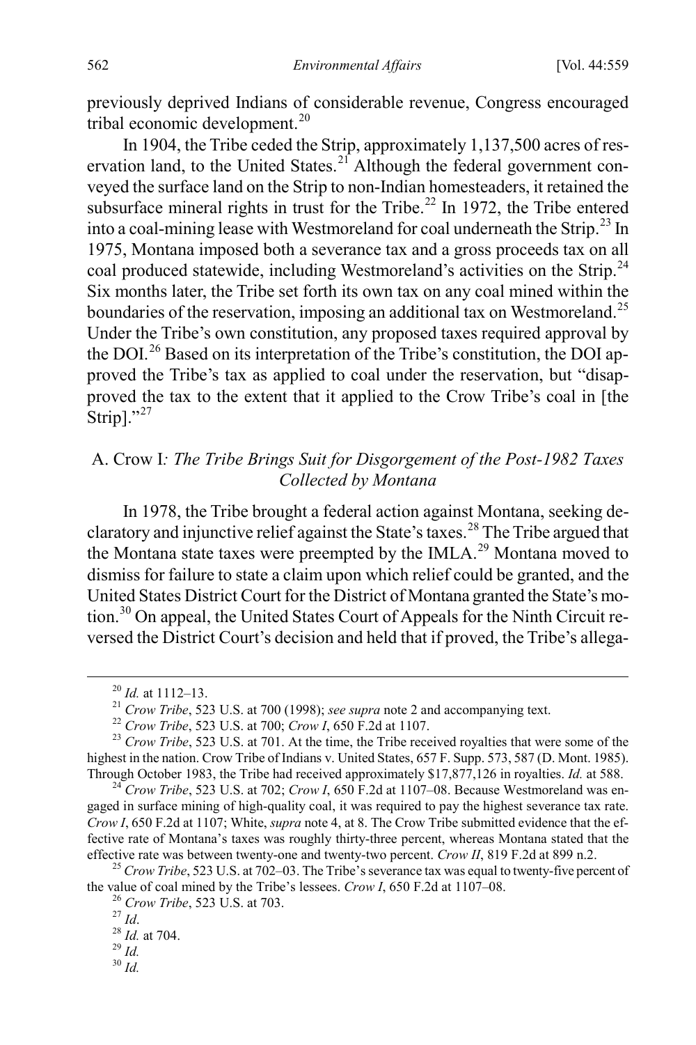previously deprived Indians of considerable revenue, Congress encouraged tribal economic development.[20]

In 1904, the Tribe ceded the Strip, approximately 1,137,500 acres of reservation land, to the United States.[21] Although the federal government conveyed the surface land on the Strip to non-Indian homesteaders, it retained the subsurface mineral rights in trust for the Tribe.[22] In 1972, the Tribe entered into a coal-mining lease with Westmoreland for coal underneath the Strip.[23] In 1975, Montana imposed both a severance tax and a gross proceeds tax on all coal produced statewide, including Westmoreland's activities on the Strip.[24] Six months later, the Tribe set forth its own tax on any coal mined within the boundaries of the reservation, imposing an additional tax on Westmoreland.[25] Under the Tribe's own constitution, any proposed taxes required approval by the DOI.[26] Based on its interpretation of the Tribe's constitution, the DOI approved the Tribe's tax as applied to coal under the reservation, but "disapproved the tax to the extent that it applied to the Crow Tribe's coal in [the Strip]."[27]

### A. *Crow I: The Tribe Brings Suit for Disgorgement of the Post-1982 Taxes Collected by Montana*

In 1978, the Tribe brought a federal action against Montana, seeking declaratory and injunctive relief against the State's taxes.[28] The Tribe argued that the Montana state taxes were preempted by the IMLA.[29] Montana moved to dismiss for failure to state a claim upon which relief could be granted, and the United States District Court for the District of Montana granted the State's motion.[30] On appeal, the United States Court of Appeals for the Ninth Circuit reversed the District Court's decision and held that if proved, the Tribe's allega-

---

[20] *Id.* at 1112–13.

[21] *Crow Tribe*, 523 U.S. at 700 (1998); *see supra* note 2 and accompanying text.

[22] *Crow Tribe*, 523 U.S. at 700; *Crow I*, 650 F.2d at 1107.

[23] *Crow Tribe*, 523 U.S. at 701. At the time, the Tribe received royalties that were some of the highest in the nation. Crow Tribe of Indians v. United States, 657 F. Supp. 573, 587 (D. Mont. 1985). Through October 1983, the Tribe had received approximately $17,877,126 in royalties. *Id.* at 588.

[24] *Crow Tribe*, 523 U.S. at 702; *Crow I*, 650 F.2d at 1107–08. Because Westmoreland was engaged in surface mining of high-quality coal, it was required to pay the highest severance tax rate. *Crow I*, 650 F.2d at 1107; White, *supra* note 4, at 8. The Crow Tribe submitted evidence that the effective rate of Montana's taxes was roughly thirty-three percent, whereas Montana stated that the effective rate was between twenty-one and twenty-two percent. *Crow II*, 819 F.2d at 899 n.2.

[25] *Crow Tribe*, 523 U.S. at 702–03. The Tribe's severance tax was equal to twenty-five percent of the value of coal mined by the Tribe's lessees. *Crow I*, 650 F.2d at 1107–08.

[26] *Crow Tribe*, 523 U.S. at 703.

[27] *Id*.

[28] *Id.* at 704.

[29] *Id.*

[30] *Id.*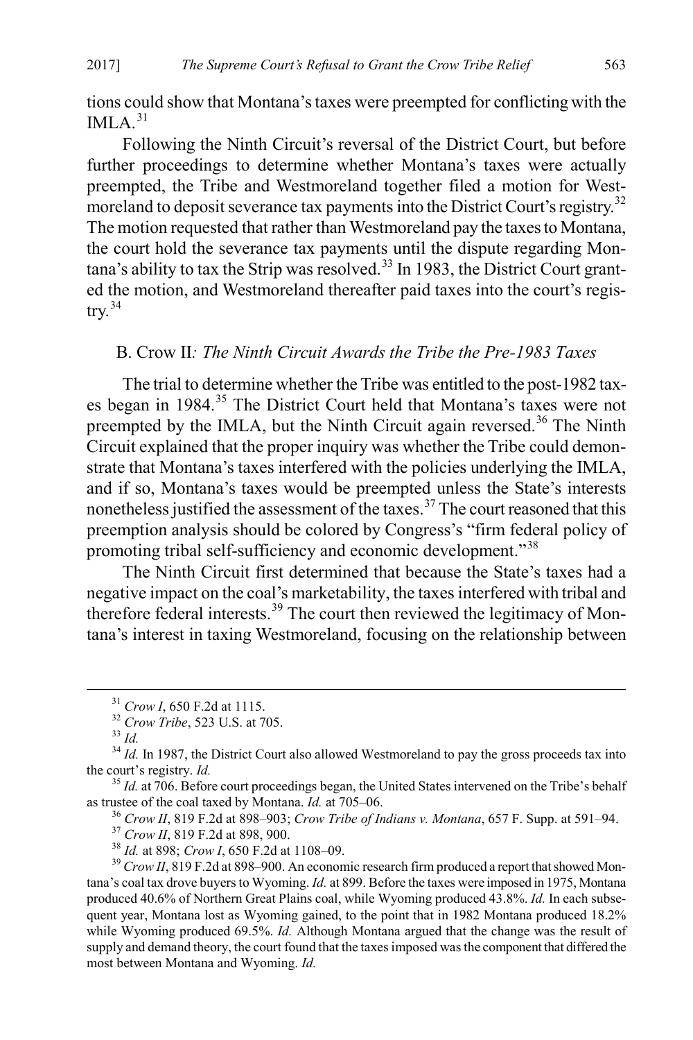tions could show that Montana's taxes were preempted for conflicting with the IMLA.[31]

Following the Ninth Circuit's reversal of the District Court, but before further proceedings to determine whether Montana's taxes were actually preempted, the Tribe and Westmoreland together filed a motion for Westmoreland to deposit severance tax payments into the District Court's registry.[32] The motion requested that rather than Westmoreland pay the taxes to Montana, the court hold the severance tax payments until the dispute regarding Montana's ability to tax the Strip was resolved.[33] In 1983, the District Court granted the motion, and Westmoreland thereafter paid taxes into the court's registry.[34]

### B. *Crow II: The Ninth Circuit Awards the Tribe the Pre-1983 Taxes*

The trial to determine whether the Tribe was entitled to the post-1982 taxes began in 1984.[35] The District Court held that Montana's taxes were not preempted by the IMLA, but the Ninth Circuit again reversed.[36] The Ninth Circuit explained that the proper inquiry was whether the Tribe could demonstrate that Montana's taxes interfered with the policies underlying the IMLA, and if so, Montana's taxes would be preempted unless the State's interests nonetheless justified the assessment of the taxes.[37] The court reasoned that this preemption analysis should be colored by Congress's "firm federal policy of promoting tribal self-sufficiency and economic development."[38]

The Ninth Circuit first determined that because the State's taxes had a negative impact on the coal's marketability, the taxes interfered with tribal and therefore federal interests.[39] The court then reviewed the legitimacy of Montana's interest in taxing Westmoreland, focusing on the relationship between

---

[31] *Crow I*, 650 F.2d at 1115.

[32] *Crow Tribe*, 523 U.S. at 705.

[33] *Id.*

[34] *Id.* In 1987, the District Court also allowed Westmoreland to pay the gross proceeds tax into the court's registry. *Id.*

[35] *Id.* at 706. Before court proceedings began, the United States intervened on the Tribe's behalf as trustee of the coal taxed by Montana. *Id.* at 705–06.

[36] *Crow II*, 819 F.2d at 898–903; *Crow Tribe of Indians v. Montana*, 657 F. Supp. at 591–94.

[37] *Crow II*, 819 F.2d at 898, 900.

[38] *Id.* at 898; *Crow I*, 650 F.2d at 1108–09.

[39] *Crow II*, 819 F.2d at 898–900. An economic research firm produced a report that showed Montana's coal tax drove buyers to Wyoming. *Id.* at 899. Before the taxes were imposed in 1975, Montana produced 40.6% of Northern Great Plains coal, while Wyoming produced 43.8%. *Id.* In each subsequent year, Montana lost as Wyoming gained, to the point that in 1982 Montana produced 18.2% while Wyoming produced 69.5%. *Id.* Although Montana argued that the change was the result of supply and demand theory, the court found that the taxes imposed was the component that differed the most between Montana and Wyoming. *Id.*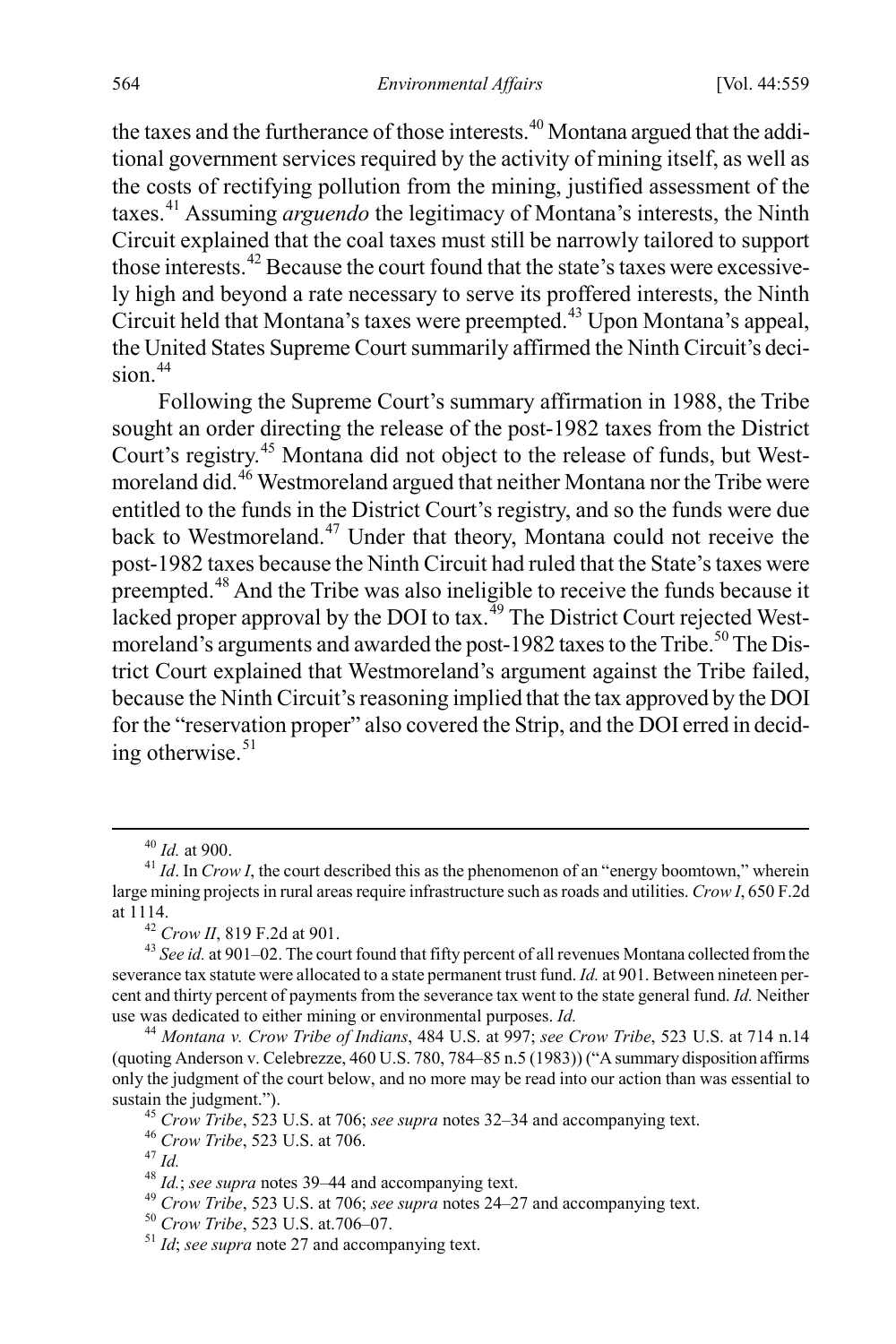the taxes and the furtherance of those interests.[40] Montana argued that the additional government services required by the activity of mining itself, as well as the costs of rectifying pollution from the mining, justified assessment of the taxes.[41] Assuming *arguendo* the legitimacy of Montana's interests, the Ninth Circuit explained that the coal taxes must still be narrowly tailored to support those interests.[42] Because the court found that the state's taxes were excessively high and beyond a rate necessary to serve its proffered interests, the Ninth Circuit held that Montana's taxes were preempted.[43] Upon Montana's appeal, the United States Supreme Court summarily affirmed the Ninth Circuit's decision.[44]

Following the Supreme Court's summary affirmation in 1988, the Tribe sought an order directing the release of the post-1982 taxes from the District Court's registry.[45] Montana did not object to the release of funds, but Westmoreland did.[46] Westmoreland argued that neither Montana nor the Tribe were entitled to the funds in the District Court's registry, and so the funds were due back to Westmoreland.[47] Under that theory, Montana could not receive the post-1982 taxes because the Ninth Circuit had ruled that the State's taxes were preempted.[48] And the Tribe was also ineligible to receive the funds because it lacked proper approval by the DOI to tax.[49] The District Court rejected Westmoreland's arguments and awarded the post-1982 taxes to the Tribe.[50] The District Court explained that Westmoreland's argument against the Tribe failed, because the Ninth Circuit's reasoning implied that the tax approved by the DOI for the "reservation proper" also covered the Strip, and the DOI erred in deciding otherwise.[51]

---

[40] *Id.* at 900.

[41] *Id*. In *Crow I*, the court described this as the phenomenon of an "energy boomtown," wherein large mining projects in rural areas require infrastructure such as roads and utilities. *Crow I*, 650 F.2d at 1114.

[42] *Crow II*, 819 F.2d at 901.

[43] *See id.* at 901–02. The court found that fifty percent of all revenues Montana collected from the severance tax statute were allocated to a state permanent trust fund. *Id.* at 901. Between nineteen percent and thirty percent of payments from the severance tax went to the state general fund. *Id.* Neither use was dedicated to either mining or environmental purposes. *Id.*

[44] *Montana v. Crow Tribe of Indians*, 484 U.S. at 997; *see Crow Tribe*, 523 U.S. at 714 n.14 (quoting Anderson v. Celebrezze, 460 U.S. 780, 784–85 n.5 (1983)) ("A summary disposition affirms only the judgment of the court below, and no more may be read into our action than was essential to sustain the judgment.").

[45] *Crow Tribe*, 523 U.S. at 706; *see supra* notes 32–34 and accompanying text.

[46] *Crow Tribe*, 523 U.S. at 706.

[47] *Id.*

[48] *Id.*; *see supra* notes 39–44 and accompanying text.

[49] *Crow Tribe*, 523 U.S. at 706; *see supra* notes 24–27 and accompanying text.

[50] *Crow Tribe*, 523 U.S. at.706–07.

[51] *Id*; *see supra* note 27 and accompanying text.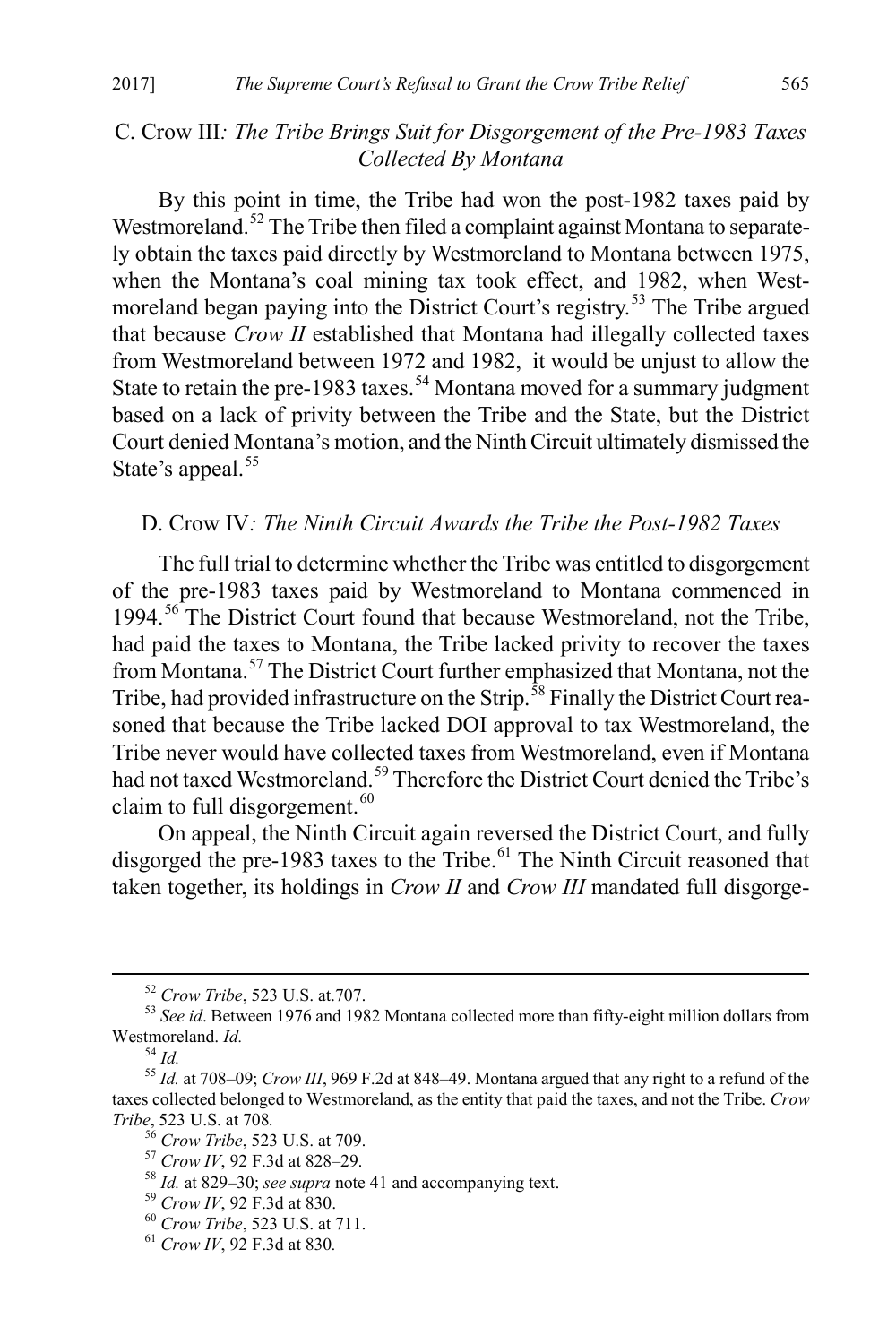### C. *Crow III: The Tribe Brings Suit for Disgorgement of the Pre-1983 Taxes Collected By Montana*

By this point in time, the Tribe had won the post-1982 taxes paid by Westmoreland.[52] The Tribe then filed a complaint against Montana to separately obtain the taxes paid directly by Westmoreland to Montana between 1975, when the Montana's coal mining tax took effect, and 1982, when Westmoreland began paying into the District Court's registry.[53] The Tribe argued that because *Crow II* established that Montana had illegally collected taxes from Westmoreland between 1972 and 1982, it would be unjust to allow the State to retain the pre-1983 taxes.[54] Montana moved for a summary judgment based on a lack of privity between the Tribe and the State, but the District Court denied Montana's motion, and the Ninth Circuit ultimately dismissed the State's appeal.[55]

### D. *Crow IV: The Ninth Circuit Awards the Tribe the Post-1982 Taxes*

The full trial to determine whether the Tribe was entitled to disgorgement of the pre-1983 taxes paid by Westmoreland to Montana commenced in 1994.[56] The District Court found that because Westmoreland, not the Tribe, had paid the taxes to Montana, the Tribe lacked privity to recover the taxes from Montana.[57] The District Court further emphasized that Montana, not the Tribe, had provided infrastructure on the Strip.[58] Finally the District Court reasoned that because the Tribe lacked DOI approval to tax Westmoreland, the Tribe never would have collected taxes from Westmoreland, even if Montana had not taxed Westmoreland.[59] Therefore the District Court denied the Tribe's claim to full disgorgement.[60]

On appeal, the Ninth Circuit again reversed the District Court, and fully disgorged the pre-1983 taxes to the Tribe.[61] The Ninth Circuit reasoned that taken together, its holdings in *Crow II* and *Crow III* mandated full disgorge-

---

[52] *Crow Tribe*, 523 U.S. at.707.

[53] *See id*. Between 1976 and 1982 Montana collected more than fifty-eight million dollars from Westmoreland. *Id.*

[54] *Id.*

[55] *Id.* at 708–09; *Crow III*, 969 F.2d at 848–49. Montana argued that any right to a refund of the taxes collected belonged to Westmoreland, as the entity that paid the taxes, and not the Tribe. *Crow Tribe*, 523 U.S. at 708.

[56] *Crow Tribe*, 523 U.S. at 709.

[57] *Crow IV*, 92 F.3d at 828–29.

[58] *Id.* at 829–30; *see supra* note 41 and accompanying text.

[59] *Crow IV*, 92 F.3d at 830.

[60] *Crow Tribe*, 523 U.S. at 711.

[61] *Crow IV*, 92 F.3d at 830.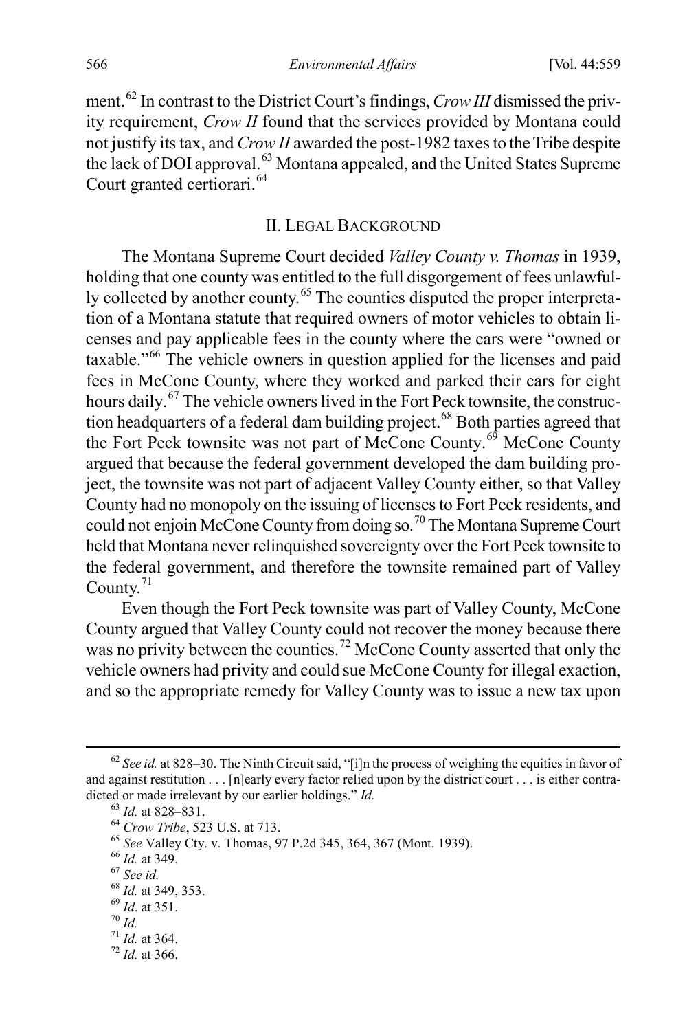ment.[62] In contrast to the District Court's findings, *Crow III* dismissed the privity requirement, *Crow II* found that the services provided by Montana could not justify its tax, and *Crow II* awarded the post-1982 taxes to the Tribe despite the lack of DOI approval.[63] Montana appealed, and the United States Supreme Court granted certiorari.[64]

## II. Legal Background

The Montana Supreme Court decided *Valley County v. Thomas* in 1939, holding that one county was entitled to the full disgorgement of fees unlawfully collected by another county.[65] The counties disputed the proper interpretation of a Montana statute that required owners of motor vehicles to obtain licenses and pay applicable fees in the county where the cars were "owned or taxable."[66] The vehicle owners in question applied for the licenses and paid fees in McCone County, where they worked and parked their cars for eight hours daily.[67] The vehicle owners lived in the Fort Peck townsite, the construction headquarters of a federal dam building project.[68] Both parties agreed that the Fort Peck townsite was not part of McCone County.[69] McCone County argued that because the federal government developed the dam building project, the townsite was not part of adjacent Valley County either, so that Valley County had no monopoly on the issuing of licenses to Fort Peck residents, and could not enjoin McCone County from doing so.[70] The Montana Supreme Court held that Montana never relinquished sovereignty over the Fort Peck townsite to the federal government, and therefore the townsite remained part of Valley County.[71]

Even though the Fort Peck townsite was part of Valley County, McCone County argued that Valley County could not recover the money because there was no privity between the counties.[72] McCone County asserted that only the vehicle owners had privity and could sue McCone County for illegal exaction, and so the appropriate remedy for Valley County was to issue a new tax upon

---

[62] *See id.* at 828–30. The Ninth Circuit said, "[i]n the process of weighing the equities in favor of and against restitution . . . [n]early every factor relied upon by the district court . . . is either contradicted or made irrelevant by our earlier holdings." *Id.*

[63] *Id.* at 828–831.

[64] *Crow Tribe*, 523 U.S. at 713.

[65] *See* Valley Cty. v. Thomas, 97 P.2d 345, 364, 367 (Mont. 1939).

[66] *Id.* at 349.

[67] *See id.*

[68] *Id.* at 349, 353.

[69] *Id*. at 351.

[70] *Id.*

[71] *Id.* at 364.

[72] *Id.* at 366.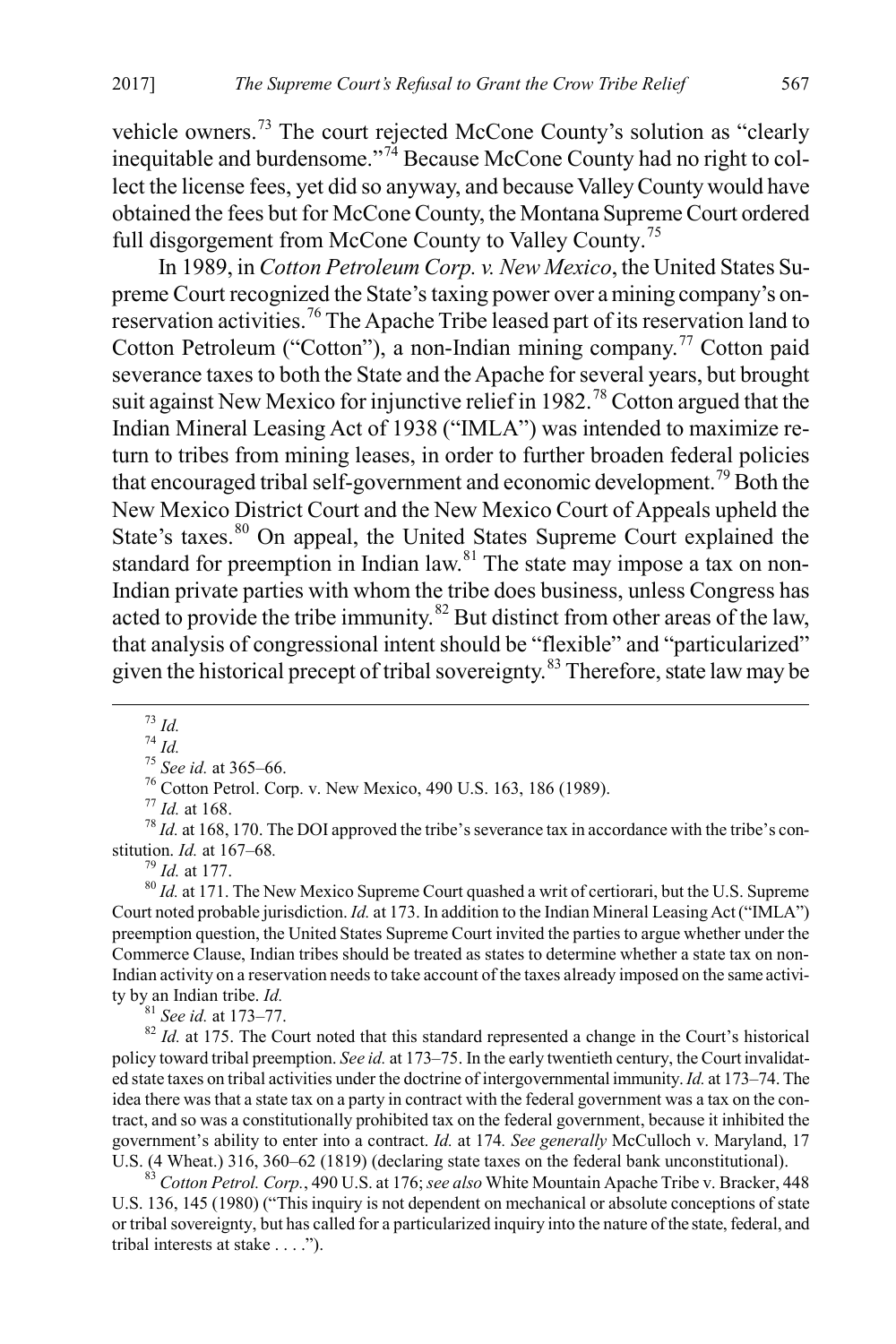vehicle owners.[73] The court rejected McCone County's solution as "clearly inequitable and burdensome."[74] Because McCone County had no right to collect the license fees, yet did so anyway, and because Valley County would have obtained the fees but for McCone County, the Montana Supreme Court ordered full disgorgement from McCone County to Valley County.[75]

In 1989, in *Cotton Petroleum Corp. v. New Mexico*, the United States Supreme Court recognized the State's taxing power over a mining company's on-reservation activities.[76] The Apache Tribe leased part of its reservation land to Cotton Petroleum ("Cotton"), a non-Indian mining company.[77] Cotton paid severance taxes to both the State and the Apache for several years, but brought suit against New Mexico for injunctive relief in 1982.[78] Cotton argued that the Indian Mineral Leasing Act of 1938 ("IMLA") was intended to maximize return to tribes from mining leases, in order to further broaden federal policies that encouraged tribal self-government and economic development.[79] Both the New Mexico District Court and the New Mexico Court of Appeals upheld the State's taxes.[80] On appeal, the United States Supreme Court explained the standard for preemption in Indian law.[81] The state may impose a tax on non-Indian private parties with whom the tribe does business, unless Congress has acted to provide the tribe immunity.[82] But distinct from other areas of the law, that analysis of congressional intent should be "flexible" and "particularized" given the historical precept of tribal sovereignty.[83] Therefore, state law may be

[73] *Id.*

[74] *Id.*

[75] *See id.* at 365–66.

[76] Cotton Petrol. Corp. v. New Mexico, 490 U.S. 163, 186 (1989).

[77] *Id.* at 168.

[78] *Id.* at 168, 170. The DOI approved the tribe's severance tax in accordance with the tribe's constitution. *Id.* at 167–68.

[79] *Id.* at 177.

[80] *Id.* at 171. The New Mexico Supreme Court quashed a writ of certiorari, but the U.S. Supreme Court noted probable jurisdiction. *Id.* at 173. In addition to the Indian Mineral Leasing Act ("IMLA") preemption question, the United States Supreme Court invited the parties to argue whether under the Commerce Clause, Indian tribes should be treated as states to determine whether a state tax on non-Indian activity on a reservation needs to take account of the taxes already imposed on the same activity by an Indian tribe. *Id.*

[81] *See id.* at 173–77.

[82] *Id.* at 175. The Court noted that this standard represented a change in the Court's historical policy toward tribal preemption. *See id.* at 173–75. In the early twentieth century, the Court invalidated state taxes on tribal activities under the doctrine of intergovernmental immunity. *Id.* at 173–74. The idea there was that a state tax on a party in contract with the federal government was a tax on the contract, and so was a constitutionally prohibited tax on the federal government, because it inhibited the government's ability to enter into a contract. *Id.* at 174. *See generally* McCulloch v. Maryland, 17 U.S. (4 Wheat.) 316, 360–62 (1819) (declaring state taxes on the federal bank unconstitutional).

[83] *Cotton Petrol. Corp.*, 490 U.S. at 176; *see also* White Mountain Apache Tribe v. Bracker, 448 U.S. 136, 145 (1980) ("This inquiry is not dependent on mechanical or absolute conceptions of state or tribal sovereignty, but has called for a particularized inquiry into the nature of the state, federal, and tribal interests at stake . . . .").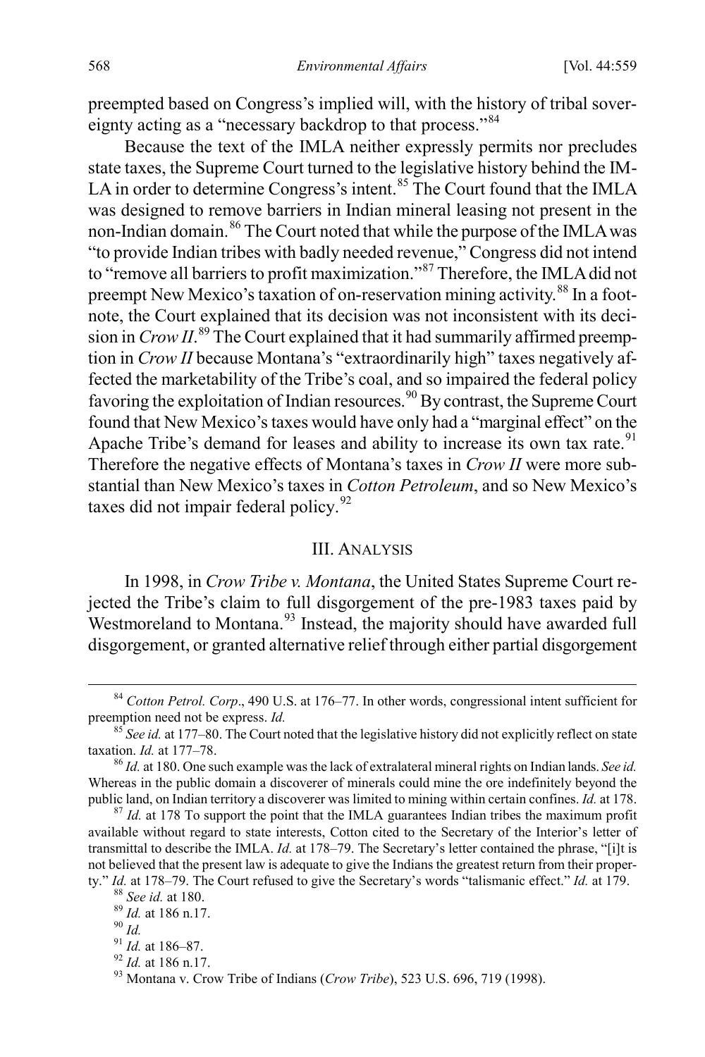preempted based on Congress's implied will, with the history of tribal sovereignty acting as a "necessary backdrop to that process."[84]

Because the text of the IMLA neither expressly permits nor precludes state taxes, the Supreme Court turned to the legislative history behind the IMLA in order to determine Congress's intent.[85] The Court found that the IMLA was designed to remove barriers in Indian mineral leasing not present in the non-Indian domain.[86] The Court noted that while the purpose of the IMLA was "to provide Indian tribes with badly needed revenue," Congress did not intend to "remove all barriers to profit maximization."[87] Therefore, the IMLA did not preempt New Mexico's taxation of on-reservation mining activity.[88] In a footnote, the Court explained that its decision was not inconsistent with its decision in *Crow II*.[89] The Court explained that it had summarily affirmed preemption in *Crow II* because Montana's "extraordinarily high" taxes negatively affected the marketability of the Tribe's coal, and so impaired the federal policy favoring the exploitation of Indian resources.[90] By contrast, the Supreme Court found that New Mexico's taxes would have only had a "marginal effect" on the Apache Tribe's demand for leases and ability to increase its own tax rate.[91] Therefore the negative effects of Montana's taxes in *Crow II* were more substantial than New Mexico's taxes in *Cotton Petroleum*, and so New Mexico's taxes did not impair federal policy.[92]

## III. Analysis

In 1998, in *Crow Tribe v. Montana*, the United States Supreme Court rejected the Tribe's claim to full disgorgement of the pre-1983 taxes paid by Westmoreland to Montana.[93] Instead, the majority should have awarded full disgorgement, or granted alternative relief through either partial disgorgement

---

[84] *Cotton Petrol. Corp*., 490 U.S. at 176–77. In other words, congressional intent sufficient for preemption need not be express. *Id.*

[85] *See id.* at 177–80. The Court noted that the legislative history did not explicitly reflect on state taxation. *Id.* at 177–78.

[86] *Id.* at 180. One such example was the lack of extralateral mineral rights on Indian lands. *See id.* Whereas in the public domain a discoverer of minerals could mine the ore indefinitely beyond the public land, on Indian territory a discoverer was limited to mining within certain confines. *Id.* at 178.

[87] *Id.* at 178 To support the point that the IMLA guarantees Indian tribes the maximum profit available without regard to state interests, Cotton cited to the Secretary of the Interior's letter of transmittal to describe the IMLA. *Id.* at 178–79. The Secretary's letter contained the phrase, "[i]t is not believed that the present law is adequate to give the Indians the greatest return from their property." *Id.* at 178–79. The Court refused to give the Secretary's words "talismanic effect." *Id.* at 179.

[88] *See id.* at 180.

[89] *Id.* at 186 n.17.

[90] *Id.*

[91] *Id.* at 186–87.

[92] *Id.* at 186 n.17.

[93] Montana v. Crow Tribe of Indians (*Crow Tribe*), 523 U.S. 696, 719 (1998).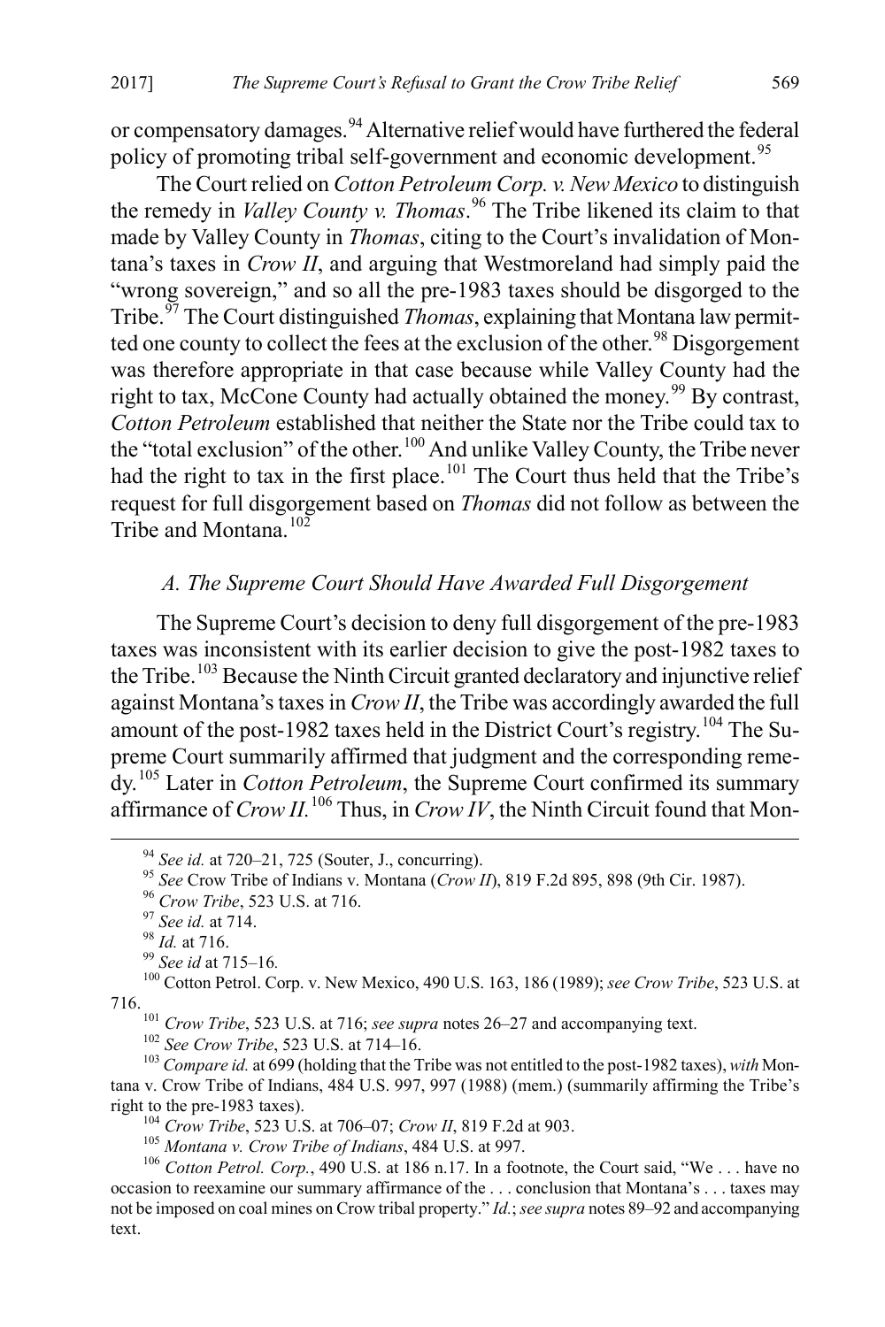or compensatory damages.[94] Alternative relief would have furthered the federal policy of promoting tribal self-government and economic development.[95]

The Court relied on *Cotton Petroleum Corp. v. New Mexico* to distinguish the remedy in *Valley County v. Thomas*.[96] The Tribe likened its claim to that made by Valley County in *Thomas*, citing to the Court's invalidation of Montana's taxes in *Crow II*, and arguing that Westmoreland had simply paid the "wrong sovereign," and so all the pre-1983 taxes should be disgorged to the Tribe.[97] The Court distinguished *Thomas*, explaining that Montana law permitted one county to collect the fees at the exclusion of the other.[98] Disgorgement was therefore appropriate in that case because while Valley County had the right to tax, McCone County had actually obtained the money.[99] By contrast, *Cotton Petroleum* established that neither the State nor the Tribe could tax to the "total exclusion" of the other.[100] And unlike Valley County, the Tribe never had the right to tax in the first place.[101] The Court thus held that the Tribe's request for full disgorgement based on *Thomas* did not follow as between the Tribe and Montana.[102]

### *A. The Supreme Court Should Have Awarded Full Disgorgement*

The Supreme Court's decision to deny full disgorgement of the pre-1983 taxes was inconsistent with its earlier decision to give the post-1982 taxes to the Tribe.[103] Because the Ninth Circuit granted declaratory and injunctive relief against Montana's taxes in *Crow II*, the Tribe was accordingly awarded the full amount of the post-1982 taxes held in the District Court's registry.[104] The Supreme Court summarily affirmed that judgment and the corresponding remedy.[105] Later in *Cotton Petroleum*, the Supreme Court confirmed its summary affirmance of *Crow II*.[106] Thus, in *Crow IV*, the Ninth Circuit found that Mon-

---

[94] *See id.* at 720–21, 725 (Souter, J., concurring).

[95] *See* Crow Tribe of Indians v. Montana (*Crow II*), 819 F.2d 895, 898 (9th Cir. 1987).

[96] *Crow Tribe*, 523 U.S. at 716.

[97] *See id.* at 714.

[98] *Id.* at 716.

[99] *See id* at 715–16.

[100] Cotton Petrol. Corp. v. New Mexico, 490 U.S. 163, 186 (1989); *see Crow Tribe*, 523 U.S. at 716.

[101] *Crow Tribe*, 523 U.S. at 716; *see supra* notes 26–27 and accompanying text.

[102] *See Crow Tribe*, 523 U.S. at 714–16.

[103] *Compare id.* at 699 (holding that the Tribe was not entitled to the post-1982 taxes), *with* Montana v. Crow Tribe of Indians, 484 U.S. 997, 997 (1988) (mem.) (summarily affirming the Tribe's right to the pre-1983 taxes).

[104] *Crow Tribe*, 523 U.S. at 706–07; *Crow II*, 819 F.2d at 903.

[105] *Montana v. Crow Tribe of Indians*, 484 U.S. at 997.

[106] *Cotton Petrol. Corp.*, 490 U.S. at 186 n.17. In a footnote, the Court said, "We . . . have no occasion to reexamine our summary affirmance of the . . . conclusion that Montana's . . . taxes may not be imposed on coal mines on Crow tribal property." *Id.*; *see supra* notes 89–92 and accompanying text.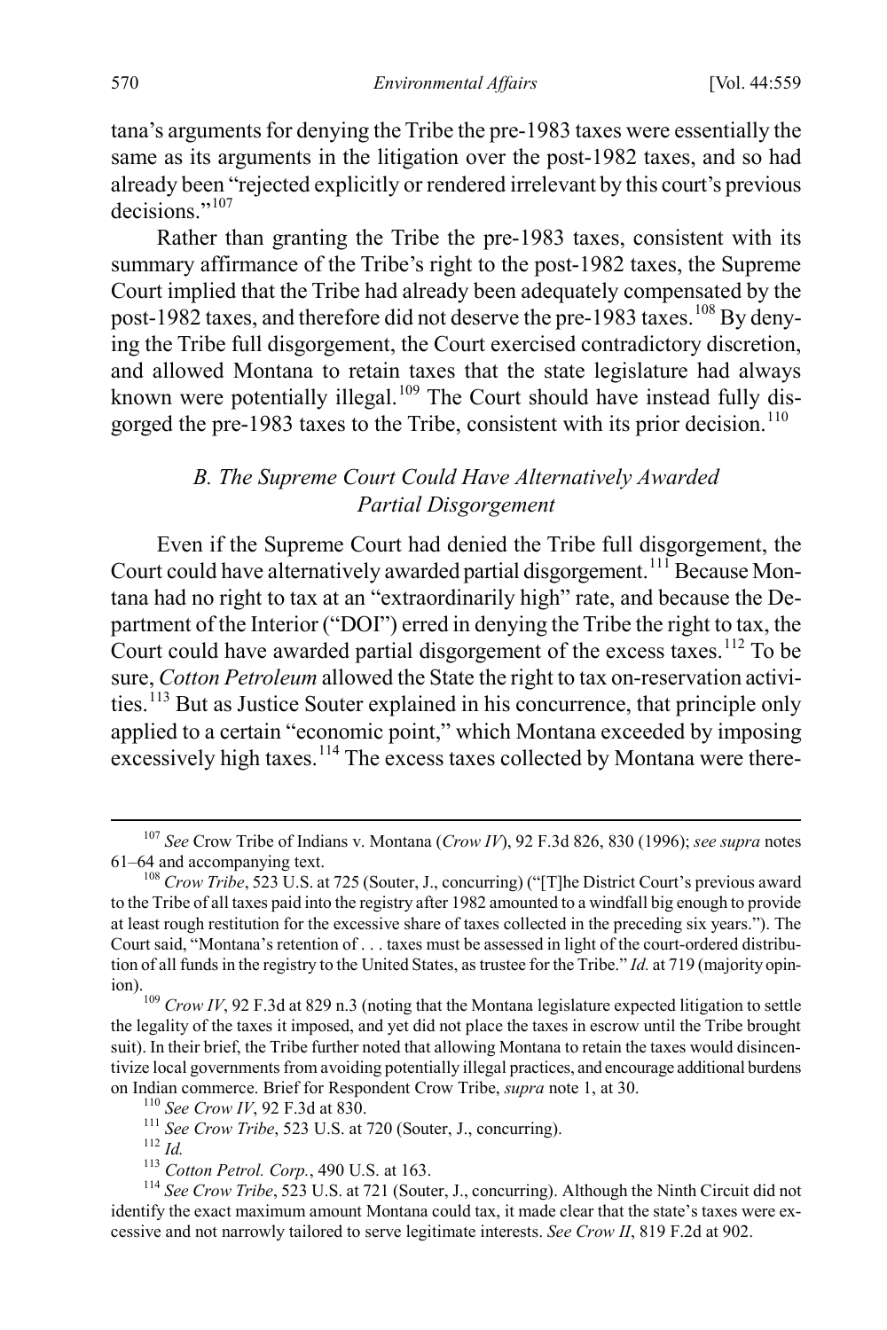tana's arguments for denying the Tribe the pre-1983 taxes were essentially the same as its arguments in the litigation over the post-1982 taxes, and so had already been "rejected explicitly or rendered irrelevant by this court's previous decisions."[107]

Rather than granting the Tribe the pre-1983 taxes, consistent with its summary affirmance of the Tribe's right to the post-1982 taxes, the Supreme Court implied that the Tribe had already been adequately compensated by the post-1982 taxes, and therefore did not deserve the pre-1983 taxes.[108] By denying the Tribe full disgorgement, the Court exercised contradictory discretion, and allowed Montana to retain taxes that the state legislature had always known were potentially illegal.[109] The Court should have instead fully disgorged the pre-1983 taxes to the Tribe, consistent with its prior decision.[110]

### *B. The Supreme Court Could Have Alternatively Awarded Partial Disgorgement*

Even if the Supreme Court had denied the Tribe full disgorgement, the Court could have alternatively awarded partial disgorgement.[111] Because Montana had no right to tax at an "extraordinarily high" rate, and because the Department of the Interior ("DOI") erred in denying the Tribe the right to tax, the Court could have awarded partial disgorgement of the excess taxes.[112] To be sure, *Cotton Petroleum* allowed the State the right to tax on-reservation activities.[113] But as Justice Souter explained in his concurrence, that principle only applied to a certain "economic point," which Montana exceeded by imposing excessively high taxes.[114] The excess taxes collected by Montana were there-

---

[107] *See* Crow Tribe of Indians v. Montana (*Crow IV*), 92 F.3d 826, 830 (1996); *see supra* notes 61–64 and accompanying text.

[108] *Crow Tribe*, 523 U.S. at 725 (Souter, J., concurring) ("[T]he District Court's previous award to the Tribe of all taxes paid into the registry after 1982 amounted to a windfall big enough to provide at least rough restitution for the excessive share of taxes collected in the preceding six years."). The Court said, "Montana's retention of . . . taxes must be assessed in light of the court-ordered distribution of all funds in the registry to the United States, as trustee for the Tribe." *Id.* at 719 (majority opinion).

[109] *Crow IV*, 92 F.3d at 829 n.3 (noting that the Montana legislature expected litigation to settle the legality of the taxes it imposed, and yet did not place the taxes in escrow until the Tribe brought suit). In their brief, the Tribe further noted that allowing Montana to retain the taxes would disincentivize local governments from avoiding potentially illegal practices, and encourage additional burdens on Indian commerce. Brief for Respondent Crow Tribe, *supra* note 1, at 30.

[110] *See Crow IV*, 92 F.3d at 830.

[111] *See Crow Tribe*, 523 U.S. at 720 (Souter, J., concurring).

[112] *Id.*

[113] *Cotton Petrol. Corp.*, 490 U.S. at 163.

[114] *See Crow Tribe*, 523 U.S. at 721 (Souter, J., concurring). Although the Ninth Circuit did not identify the exact maximum amount Montana could tax, it made clear that the state's taxes were excessive and not narrowly tailored to serve legitimate interests. *See Crow II*, 819 F.2d at 902.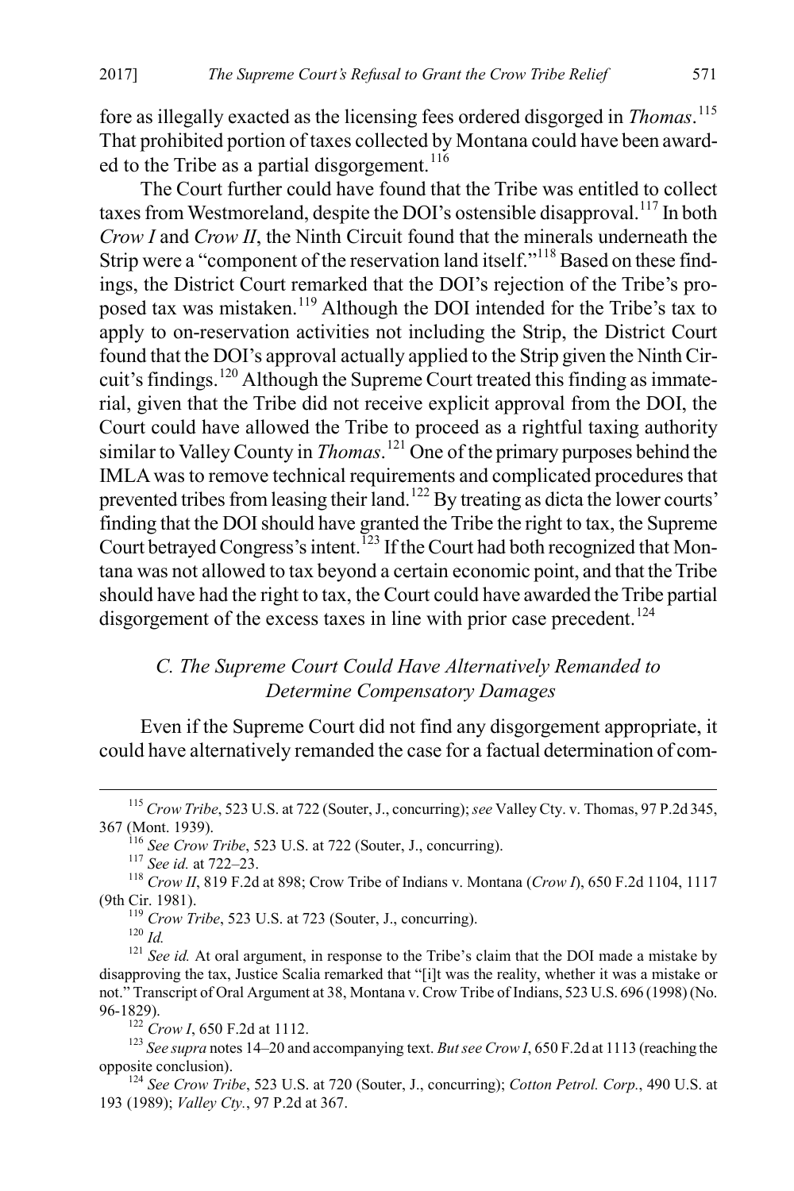fore as illegally exacted as the licensing fees ordered disgorged in *Thomas*.[115] That prohibited portion of taxes collected by Montana could have been awarded to the Tribe as a partial disgorgement.[116]

The Court further could have found that the Tribe was entitled to collect taxes from Westmoreland, despite the DOI's ostensible disapproval.[117] In both *Crow I* and *Crow II*, the Ninth Circuit found that the minerals underneath the Strip were a "component of the reservation land itself."[118] Based on these findings, the District Court remarked that the DOI's rejection of the Tribe's proposed tax was mistaken.[119] Although the DOI intended for the Tribe's tax to apply to on-reservation activities not including the Strip, the District Court found that the DOI's approval actually applied to the Strip given the Ninth Circuit's findings.[120] Although the Supreme Court treated this finding as immaterial, given that the Tribe did not receive explicit approval from the DOI, the Court could have allowed the Tribe to proceed as a rightful taxing authority similar to Valley County in *Thomas*.[121] One of the primary purposes behind the IMLA was to remove technical requirements and complicated procedures that prevented tribes from leasing their land.[122] By treating as dicta the lower courts' finding that the DOI should have granted the Tribe the right to tax, the Supreme Court betrayed Congress's intent.[123] If the Court had both recognized that Montana was not allowed to tax beyond a certain economic point, and that the Tribe should have had the right to tax, the Court could have awarded the Tribe partial disgorgement of the excess taxes in line with prior case precedent.[124]

### *C. The Supreme Court Could Have Alternatively Remanded to Determine Compensatory Damages*

Even if the Supreme Court did not find any disgorgement appropriate, it could have alternatively remanded the case for a factual determination of com-

---

[115] *Crow Tribe*, 523 U.S. at 722 (Souter, J., concurring); *see* Valley Cty. v. Thomas, 97 P.2d 345, 367 (Mont. 1939).

[116] *See Crow Tribe*, 523 U.S. at 722 (Souter, J., concurring).

[117] *See id.* at 722–23.

[118] *Crow II*, 819 F.2d at 898; Crow Tribe of Indians v. Montana (*Crow I*), 650 F.2d 1104, 1117 (9th Cir. 1981).

[119] *Crow Tribe*, 523 U.S. at 723 (Souter, J., concurring).

[120] *Id.*

[121] *See id.* At oral argument, in response to the Tribe's claim that the DOI made a mistake by disapproving the tax, Justice Scalia remarked that "[i]t was the reality, whether it was a mistake or not." Transcript of Oral Argument at 38, Montana v. Crow Tribe of Indians, 523 U.S. 696 (1998) (No. 96-1829).

[122] *Crow I*, 650 F.2d at 1112.

[123] *See supra* notes 14–20 and accompanying text. *But see Crow I*, 650 F.2d at 1113 (reaching the opposite conclusion).

[124] *See Crow Tribe*, 523 U.S. at 720 (Souter, J., concurring); *Cotton Petrol. Corp.*, 490 U.S. at 193 (1989); *Valley Cty.*, 97 P.2d at 367.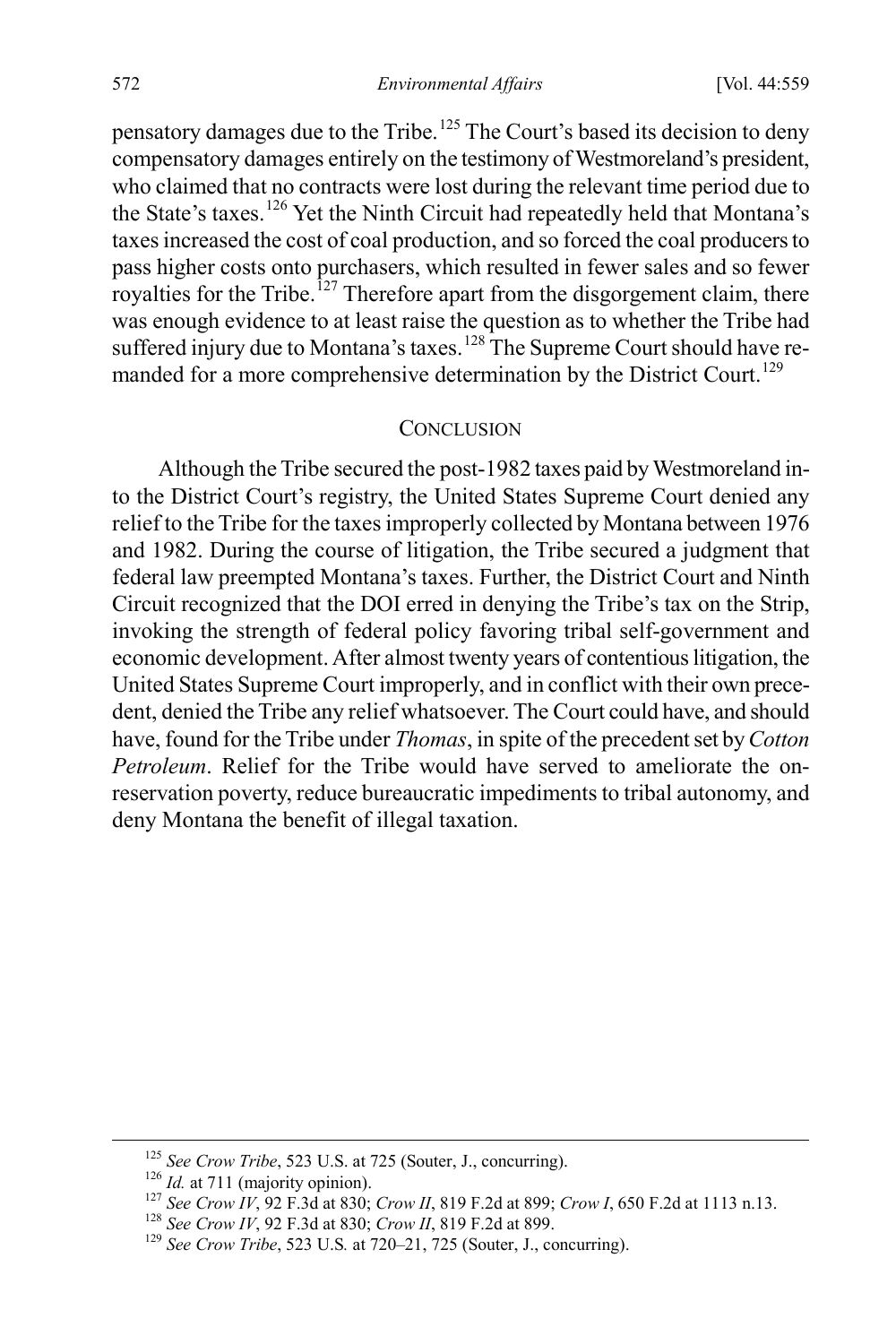pensatory damages due to the Tribe.[125] The Court's based its decision to deny compensatory damages entirely on the testimony of Westmoreland's president, who claimed that no contracts were lost during the relevant time period due to the State's taxes.[126] Yet the Ninth Circuit had repeatedly held that Montana's taxes increased the cost of coal production, and so forced the coal producers to pass higher costs onto purchasers, which resulted in fewer sales and so fewer royalties for the Tribe.[127] Therefore apart from the disgorgement claim, there was enough evidence to at least raise the question as to whether the Tribe had suffered injury due to Montana's taxes.[128] The Supreme Court should have remanded for a more comprehensive determination by the District Court.[129]

## CONCLUSION

Although the Tribe secured the post-1982 taxes paid by Westmoreland into the District Court's registry, the United States Supreme Court denied any relief to the Tribe for the taxes improperly collected by Montana between 1976 and 1982. During the course of litigation, the Tribe secured a judgment that federal law preempted Montana's taxes. Further, the District Court and Ninth Circuit recognized that the DOI erred in denying the Tribe's tax on the Strip, invoking the strength of federal policy favoring tribal self-government and economic development. After almost twenty years of contentious litigation, the United States Supreme Court improperly, and in conflict with their own precedent, denied the Tribe any relief whatsoever. The Court could have, and should have, found for the Tribe under *Thomas*, in spite of the precedent set by *Cotton Petroleum*. Relief for the Tribe would have served to ameliorate the on-reservation poverty, reduce bureaucratic impediments to tribal autonomy, and deny Montana the benefit of illegal taxation.

---

[125] *See Crow Tribe*, 523 U.S. at 725 (Souter, J., concurring).

[126] *Id.* at 711 (majority opinion).

[127] *See Crow IV*, 92 F.3d at 830; *Crow II*, 819 F.2d at 899; *Crow I*, 650 F.2d at 1113 n.13.

[128] *See Crow IV*, 92 F.3d at 830; *Crow II*, 819 F.2d at 899.

[129] *See Crow Tribe*, 523 U.S. at 720–21, 725 (Souter, J., concurring).